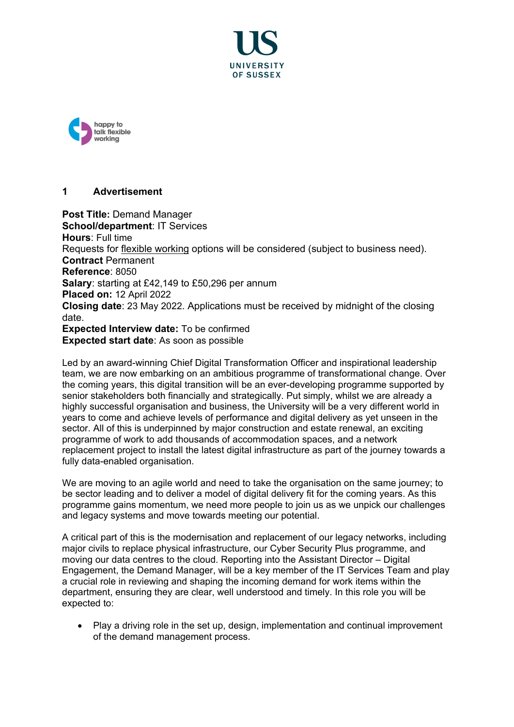# UNIVERSITY OF SUSSEX

happy to talk flexible working

## 1 Advertisement

**Post Title:** Demand Manager
**School/department**: IT Services
**Hours**: Full time
Requests for flexible working options will be considered (subject to business need).
**Contract** Permanent
**Reference**: 8050
**Salary**: starting at £42,149 to £50,296 per annum
**Placed on:** 12 April 2022
**Closing date**: 23 May 2022. Applications must be received by midnight of the closing date.
**Expected Interview date:** To be confirmed
**Expected start date**: As soon as possible

Led by an award-winning Chief Digital Transformation Officer and inspirational leadership team, we are now embarking on an ambitious programme of transformational change. Over the coming years, this digital transition will be an ever-developing programme supported by senior stakeholders both financially and strategically. Put simply, whilst we are already a highly successful organisation and business, the University will be a very different world in years to come and achieve levels of performance and digital delivery as yet unseen in the sector. All of this is underpinned by major construction and estate renewal, an exciting programme of work to add thousands of accommodation spaces, and a network replacement project to install the latest digital infrastructure as part of the journey towards a fully data-enabled organisation.

We are moving to an agile world and need to take the organisation on the same journey; to be sector leading and to deliver a model of digital delivery fit for the coming years. As this programme gains momentum, we need more people to join us as we unpick our challenges and legacy systems and move towards meeting our potential.

A critical part of this is the modernisation and replacement of our legacy networks, including major civils to replace physical infrastructure, our Cyber Security Plus programme, and moving our data centres to the cloud. Reporting into the Assistant Director – Digital Engagement, the Demand Manager, will be a key member of the IT Services Team and play a crucial role in reviewing and shaping the incoming demand for work items within the department, ensuring they are clear, well understood and timely. In this role you will be expected to:

- Play a driving role in the set up, design, implementation and continual improvement of the demand management process.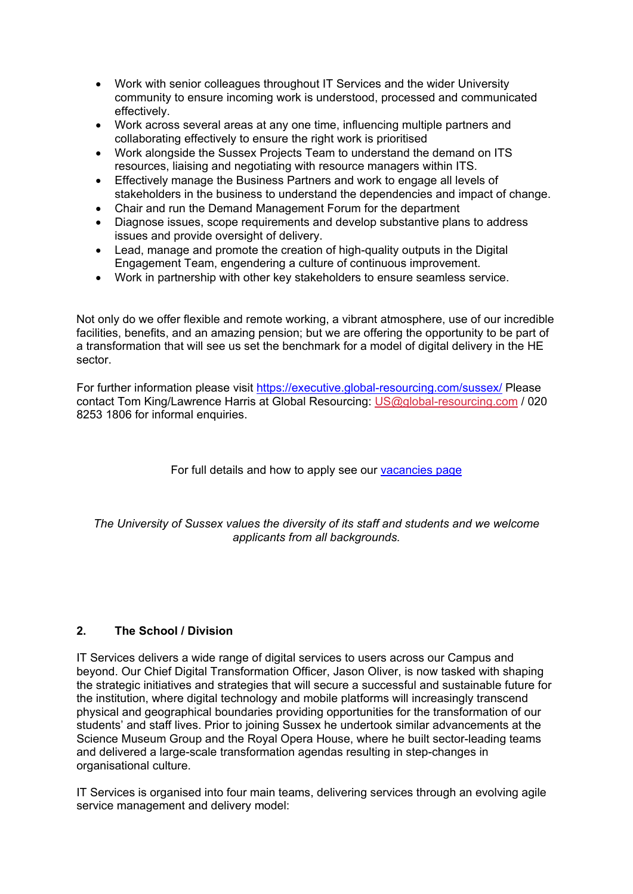- Work with senior colleagues throughout IT Services and the wider University community to ensure incoming work is understood, processed and communicated effectively.
- Work across several areas at any one time, influencing multiple partners and collaborating effectively to ensure the right work is prioritised
- Work alongside the Sussex Projects Team to understand the demand on ITS resources, liaising and negotiating with resource managers within ITS.
- Effectively manage the Business Partners and work to engage all levels of stakeholders in the business to understand the dependencies and impact of change.
- Chair and run the Demand Management Forum for the department
- Diagnose issues, scope requirements and develop substantive plans to address issues and provide oversight of delivery.
- Lead, manage and promote the creation of high-quality outputs in the Digital Engagement Team, engendering a culture of continuous improvement.
- Work in partnership with other key stakeholders to ensure seamless service.

Not only do we offer flexible and remote working, a vibrant atmosphere, use of our incredible facilities, benefits, and an amazing pension; but we are offering the opportunity to be part of a transformation that will see us set the benchmark for a model of digital delivery in the HE sector.

For further information please visit [https://executive.global-resourcing.com/sussex/](https://executive.global-resourcing.com/sussex/) Please contact Tom King/Lawrence Harris at Global Resourcing: US@global-resourcing.com / 020 8253 1806 for informal enquiries.

For full details and how to apply see our [vacancies page]()

*The University of Sussex values the diversity of its staff and students and we welcome applicants from all backgrounds.*

## 2. The School / Division

IT Services delivers a wide range of digital services to users across our Campus and beyond. Our Chief Digital Transformation Officer, Jason Oliver, is now tasked with shaping the strategic initiatives and strategies that will secure a successful and sustainable future for the institution, where digital technology and mobile platforms will increasingly transcend physical and geographical boundaries providing opportunities for the transformation of our students' and staff lives. Prior to joining Sussex he undertook similar advancements at the Science Museum Group and the Royal Opera House, where he built sector-leading teams and delivered a large-scale transformation agendas resulting in step-changes in organisational culture.

IT Services is organised into four main teams, delivering services through an evolving agile service management and delivery model: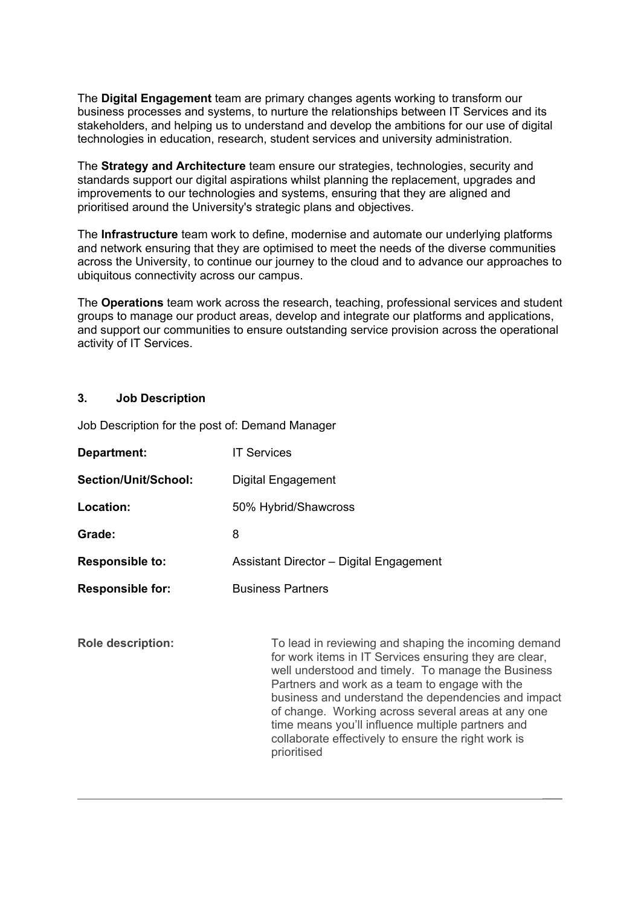The **Digital Engagement** team are primary changes agents working to transform our business processes and systems, to nurture the relationships between IT Services and its stakeholders, and helping us to understand and develop the ambitions for our use of digital technologies in education, research, student services and university administration.

The **Strategy and Architecture** team ensure our strategies, technologies, security and standards support our digital aspirations whilst planning the replacement, upgrades and improvements to our technologies and systems, ensuring that they are aligned and prioritised around the University's strategic plans and objectives.

The **Infrastructure** team work to define, modernise and automate our underlying platforms and network ensuring that they are optimised to meet the needs of the diverse communities across the University, to continue our journey to the cloud and to advance our approaches to ubiquitous connectivity across our campus.

The **Operations** team work across the research, teaching, professional services and student groups to manage our product areas, develop and integrate our platforms and applications, and support our communities to ensure outstanding service provision across the operational activity of IT Services.

## 3. Job Description

Job Description for the post of: Demand Manager

| | |
|---|---|
| **Department:** | IT Services |
| **Section/Unit/School:** | Digital Engagement |
| **Location:** | 50% Hybrid/Shawcross |
| **Grade:** | 8 |
| **Responsible to:** | Assistant Director – Digital Engagement |
| **Responsible for:** | Business Partners |

**Role description:** To lead in reviewing and shaping the incoming demand for work items in IT Services ensuring they are clear, well understood and timely. To manage the Business Partners and work as a team to engage with the business and understand the dependencies and impact of change. Working across several areas at any one time means you'll influence multiple partners and collaborate effectively to ensure the right work is prioritised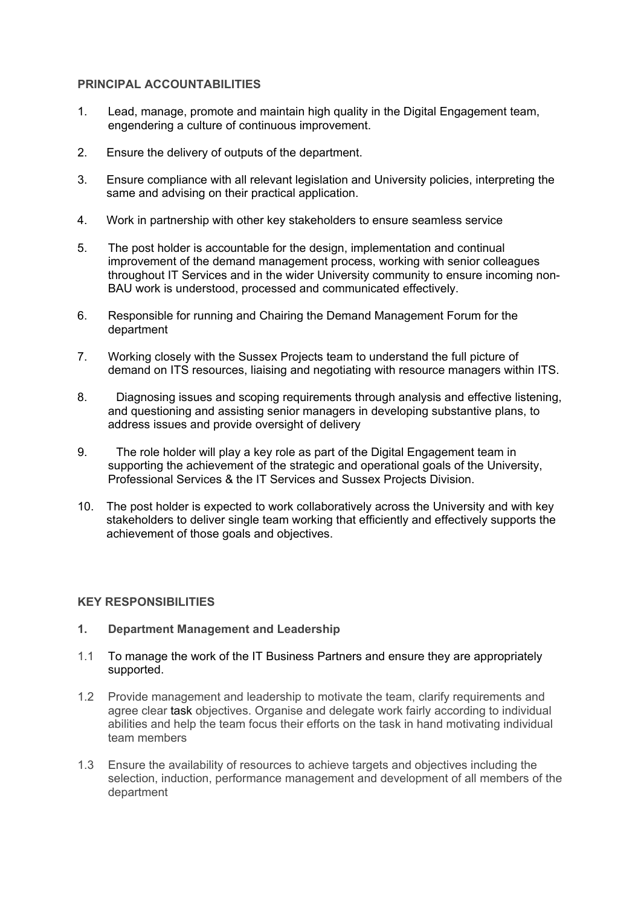**PRINCIPAL ACCOUNTABILITIES**

1. Lead, manage, promote and maintain high quality in the Digital Engagement team, engendering a culture of continuous improvement.

2. Ensure the delivery of outputs of the department.

3. Ensure compliance with all relevant legislation and University policies, interpreting the same and advising on their practical application.

4. Work in partnership with other key stakeholders to ensure seamless service

5. The post holder is accountable for the design, implementation and continual improvement of the demand management process, working with senior colleagues throughout IT Services and in the wider University community to ensure incoming non-BAU work is understood, processed and communicated effectively.

6. Responsible for running and Chairing the Demand Management Forum for the department

7. Working closely with the Sussex Projects team to understand the full picture of demand on ITS resources, liaising and negotiating with resource managers within ITS.

8. Diagnosing issues and scoping requirements through analysis and effective listening, and questioning and assisting senior managers in developing substantive plans, to address issues and provide oversight of delivery

9. The role holder will play a key role as part of the Digital Engagement team in supporting the achievement of the strategic and operational goals of the University, Professional Services & the IT Services and Sussex Projects Division.

10. The post holder is expected to work collaboratively across the University and with key stakeholders to deliver single team working that efficiently and effectively supports the achievement of those goals and objectives.

**KEY RESPONSIBILITIES**

**1. Department Management and Leadership**

1.1 To manage the work of the IT Business Partners and ensure they are appropriately supported.

1.2 Provide management and leadership to motivate the team, clarify requirements and agree clear task objectives. Organise and delegate work fairly according to individual abilities and help the team focus their efforts on the task in hand motivating individual team members

1.3 Ensure the availability of resources to achieve targets and objectives including the selection, induction, performance management and development of all members of the department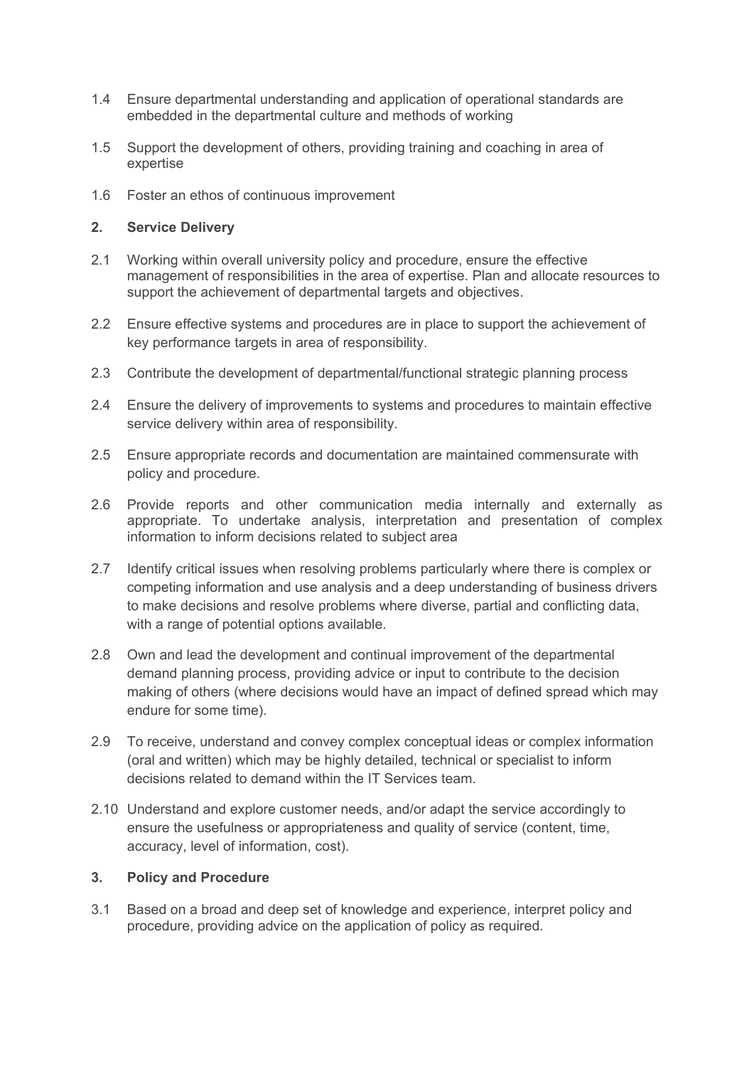1.4 Ensure departmental understanding and application of operational standards are embedded in the departmental culture and methods of working

1.5 Support the development of others, providing training and coaching in area of expertise

1.6 Foster an ethos of continuous improvement

## 2. Service Delivery

2.1 Working within overall university policy and procedure, ensure the effective management of responsibilities in the area of expertise. Plan and allocate resources to support the achievement of departmental targets and objectives.

2.2 Ensure effective systems and procedures are in place to support the achievement of key performance targets in area of responsibility.

2.3 Contribute the development of departmental/functional strategic planning process

2.4 Ensure the delivery of improvements to systems and procedures to maintain effective service delivery within area of responsibility.

2.5 Ensure appropriate records and documentation are maintained commensurate with policy and procedure.

2.6 Provide reports and other communication media internally and externally as appropriate. To undertake analysis, interpretation and presentation of complex information to inform decisions related to subject area

2.7 Identify critical issues when resolving problems particularly where there is complex or competing information and use analysis and a deep understanding of business drivers to make decisions and resolve problems where diverse, partial and conflicting data, with a range of potential options available.

2.8 Own and lead the development and continual improvement of the departmental demand planning process, providing advice or input to contribute to the decision making of others (where decisions would have an impact of defined spread which may endure for some time).

2.9 To receive, understand and convey complex conceptual ideas or complex information (oral and written) which may be highly detailed, technical or specialist to inform decisions related to demand within the IT Services team.

2.10 Understand and explore customer needs, and/or adapt the service accordingly to ensure the usefulness or appropriateness and quality of service (content, time, accuracy, level of information, cost).

## 3. Policy and Procedure

3.1 Based on a broad and deep set of knowledge and experience, interpret policy and procedure, providing advice on the application of policy as required.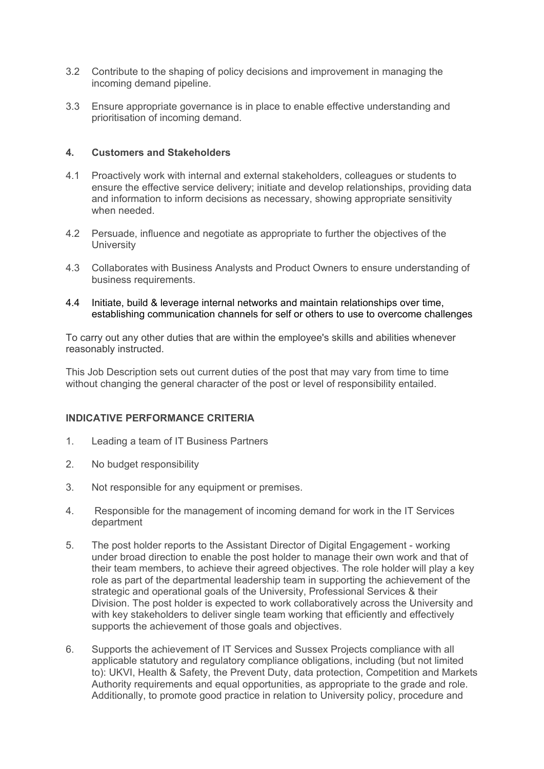3.2 Contribute to the shaping of policy decisions and improvement in managing the incoming demand pipeline.

3.3 Ensure appropriate governance is in place to enable effective understanding and prioritisation of incoming demand.

**4. Customers and Stakeholders**

4.1 Proactively work with internal and external stakeholders, colleagues or students to ensure the effective service delivery; initiate and develop relationships, providing data and information to inform decisions as necessary, showing appropriate sensitivity when needed.

4.2 Persuade, influence and negotiate as appropriate to further the objectives of the University

4.3 Collaborates with Business Analysts and Product Owners to ensure understanding of business requirements.

4.4 Initiate, build & leverage internal networks and maintain relationships over time, establishing communication channels for self or others to use to overcome challenges

To carry out any other duties that are within the employee's skills and abilities whenever reasonably instructed.

This Job Description sets out current duties of the post that may vary from time to time without changing the general character of the post or level of responsibility entailed.

**INDICATIVE PERFORMANCE CRITERIA**

1. Leading a team of IT Business Partners
2. No budget responsibility
3. Not responsible for any equipment or premises.
4. Responsible for the management of incoming demand for work in the IT Services department
5. The post holder reports to the Assistant Director of Digital Engagement - working under broad direction to enable the post holder to manage their own work and that of their team members, to achieve their agreed objectives. The role holder will play a key role as part of the departmental leadership team in supporting the achievement of the strategic and operational goals of the University, Professional Services & their Division. The post holder is expected to work collaboratively across the University and with key stakeholders to deliver single team working that efficiently and effectively supports the achievement of those goals and objectives.
6. Supports the achievement of IT Services and Sussex Projects compliance with all applicable statutory and regulatory compliance obligations, including (but not limited to): UKVI, Health & Safety, the Prevent Duty, data protection, Competition and Markets Authority requirements and equal opportunities, as appropriate to the grade and role. Additionally, to promote good practice in relation to University policy, procedure and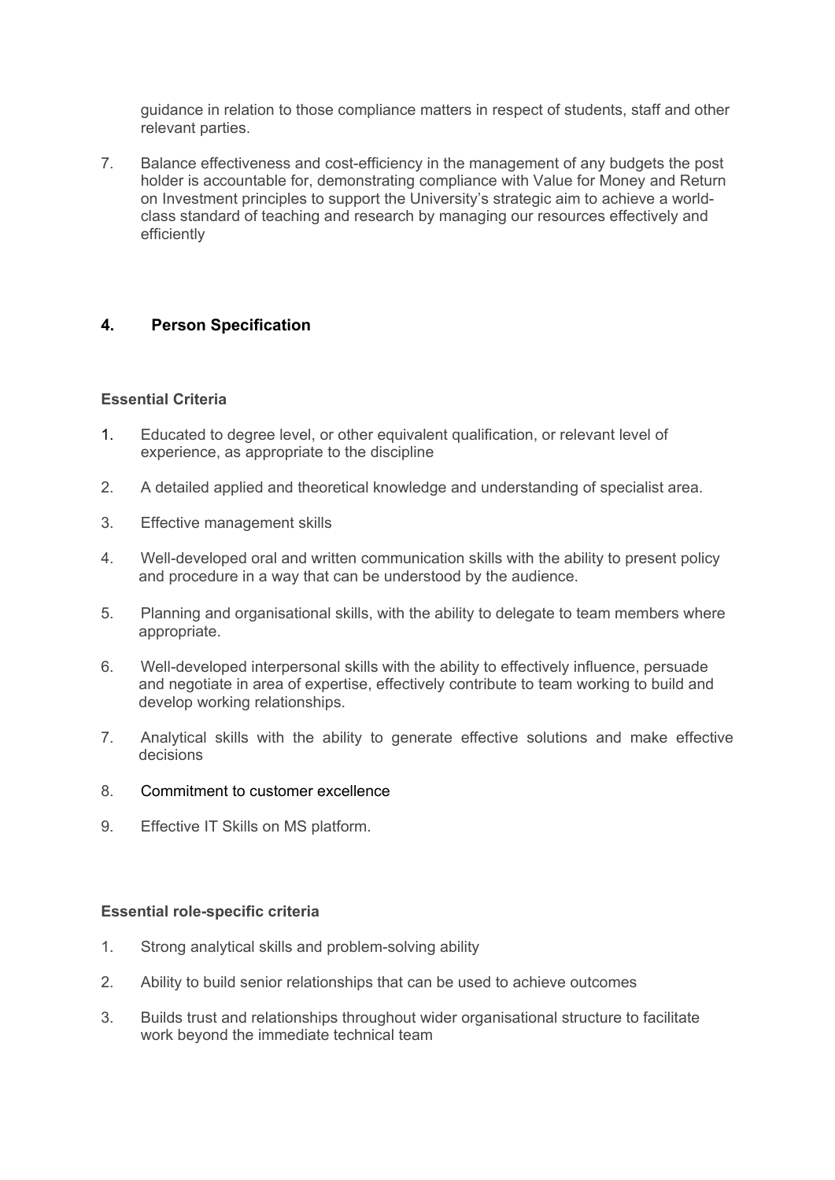guidance in relation to those compliance matters in respect of students, staff and other relevant parties.

7. Balance effectiveness and cost-efficiency in the management of any budgets the post holder is accountable for, demonstrating compliance with Value for Money and Return on Investment principles to support the University's strategic aim to achieve a world-class standard of teaching and research by managing our resources effectively and efficiently

## 4. Person Specification

### Essential Criteria

1. Educated to degree level, or other equivalent qualification, or relevant level of experience, as appropriate to the discipline
2. A detailed applied and theoretical knowledge and understanding of specialist area.
3. Effective management skills
4. Well-developed oral and written communication skills with the ability to present policy and procedure in a way that can be understood by the audience.
5. Planning and organisational skills, with the ability to delegate to team members where appropriate.
6. Well-developed interpersonal skills with the ability to effectively influence, persuade and negotiate in area of expertise, effectively contribute to team working to build and develop working relationships.
7. Analytical skills with the ability to generate effective solutions and make effective decisions
8. Commitment to customer excellence
9. Effective IT Skills on MS platform.

### Essential role-specific criteria

1. Strong analytical skills and problem-solving ability
2. Ability to build senior relationships that can be used to achieve outcomes
3. Builds trust and relationships throughout wider organisational structure to facilitate work beyond the immediate technical team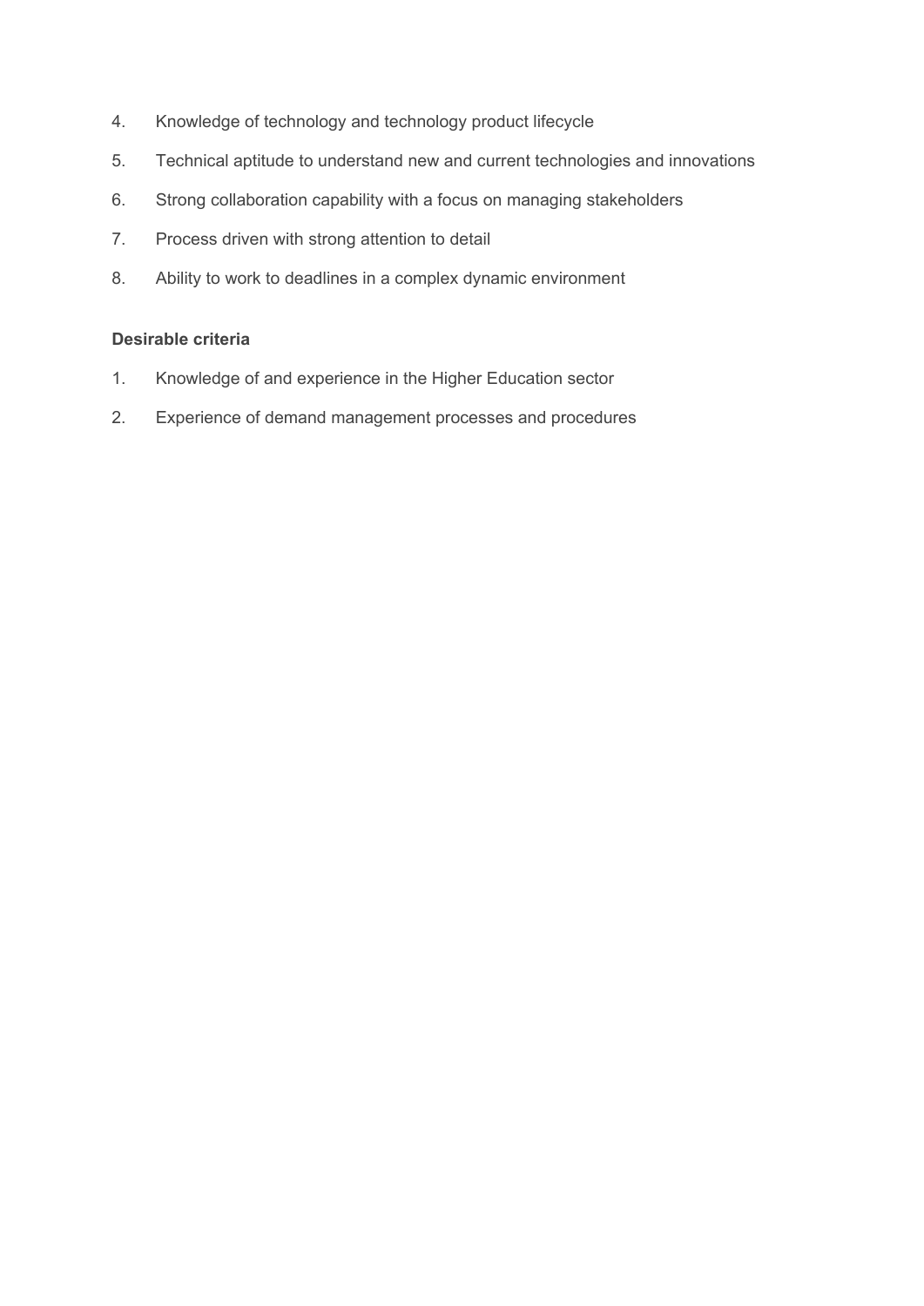4. Knowledge of technology and technology product lifecycle
5. Technical aptitude to understand new and current technologies and innovations
6. Strong collaboration capability with a focus on managing stakeholders
7. Process driven with strong attention to detail
8. Ability to work to deadlines in a complex dynamic environment

**Desirable criteria**

1. Knowledge of and experience in the Higher Education sector
2. Experience of demand management processes and procedures